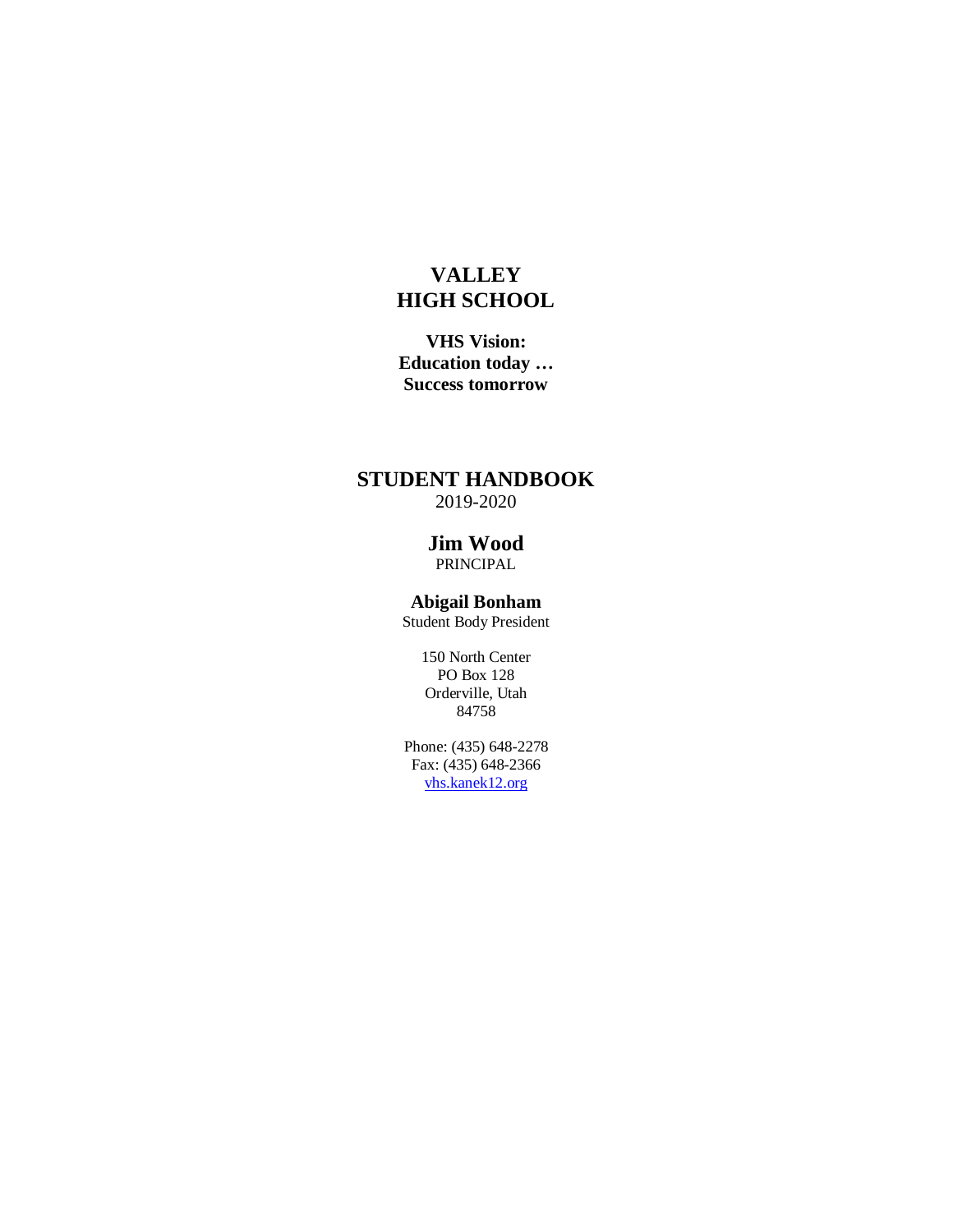# VALLEY HIGH SCHOOL

**VHS Vision:**
**Education today …**
**Success tomorrow**

## STUDENT HANDBOOK

2019-2020

**Jim Wood**
PRINCIPAL

**Abigail Bonham**
Student Body President

150 North Center
PO Box 128
Orderville, Utah
84758

Phone: (435) 648-2278
Fax: (435) 648-2366
vhs.kanek12.org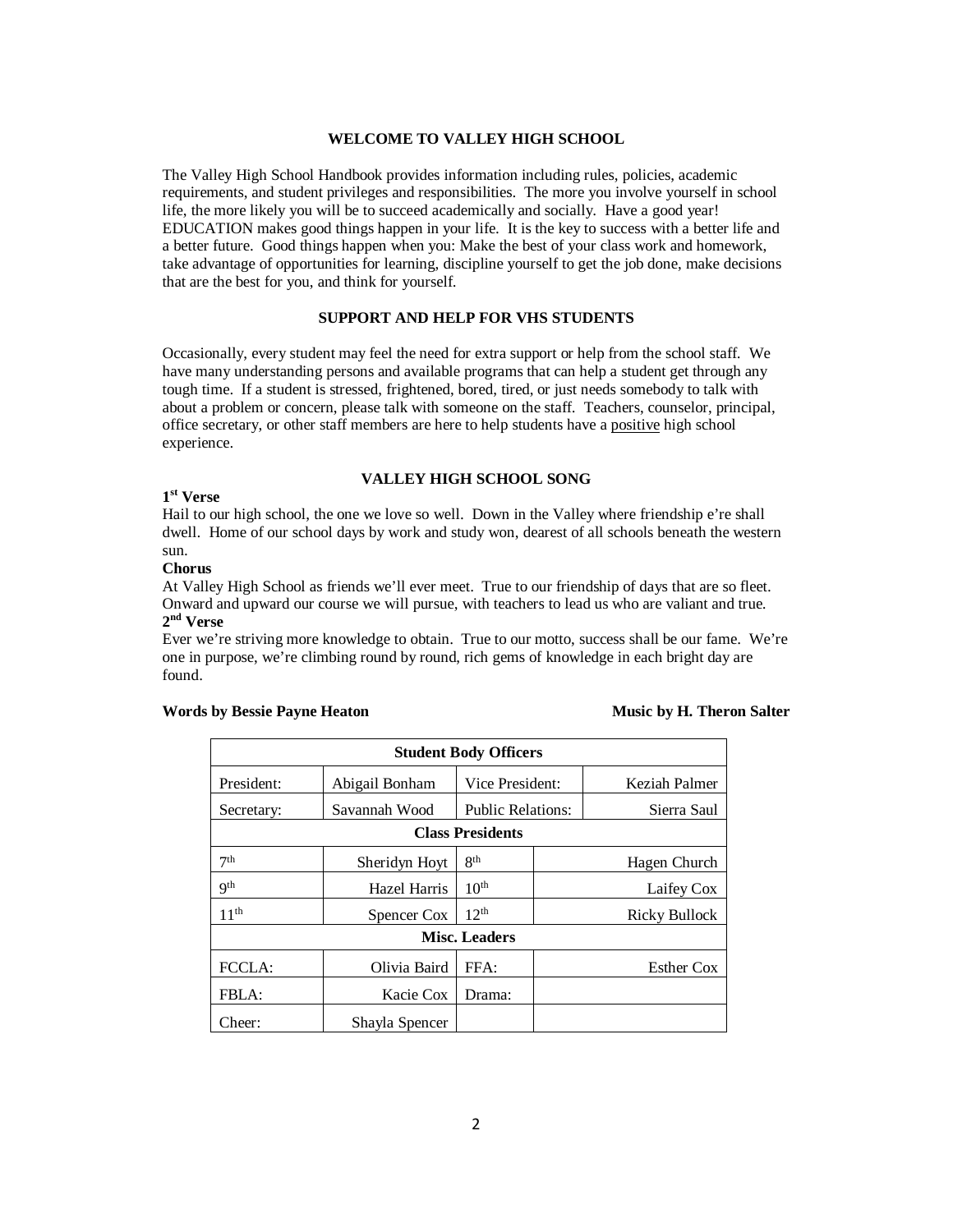## WELCOME TO VALLEY HIGH SCHOOL

The Valley High School Handbook provides information including rules, policies, academic requirements, and student privileges and responsibilities. The more you involve yourself in school life, the more likely you will be to succeed academically and socially. Have a good year! EDUCATION makes good things happen in your life. It is the key to success with a better life and a better future. Good things happen when you: Make the best of your class work and homework, take advantage of opportunities for learning, discipline yourself to get the job done, make decisions that are the best for you, and think for yourself.

## SUPPORT AND HELP FOR VHS STUDENTS

Occasionally, every student may feel the need for extra support or help from the school staff. We have many understanding persons and available programs that can help a student get through any tough time. If a student is stressed, frightened, bored, tired, or just needs somebody to talk with about a problem or concern, please talk with someone on the staff. Teachers, counselor, principal, office secretary, or other staff members are here to help students have a positive high school experience.

## VALLEY HIGH SCHOOL SONG

**1st Verse**

Hail to our high school, the one we love so well. Down in the Valley where friendship e're shall dwell. Home of our school days by work and study won, dearest of all schools beneath the western sun.

**Chorus**

At Valley High School as friends we'll ever meet. True to our friendship of days that are so fleet. Onward and upward our course we will pursue, with teachers to lead us who are valiant and true.

**2nd Verse**

Ever we're striving more knowledge to obtain. True to our motto, success shall be our fame. We're one in purpose, we're climbing round by round, rich gems of knowledge in each bright day are found.

**Words by Bessie Payne Heaton** **Music by H. Theron Salter**

| **Student Body Officers** | | | |
|---|---|---|---|
| President: | Abigail Bonham | Vice President: | Keziah Palmer |
| Secretary: | Savannah Wood | Public Relations: | Sierra Saul |
| **Class Presidents** | | | |
| 7th | Sheridyn Hoyt | 8th | Hagen Church |
| 9th | Hazel Harris | 10th | Laifey Cox |
| 11th | Spencer Cox | 12th | Ricky Bullock |
| **Misc. Leaders** | | | |
| FCCLA: | Olivia Baird | FFA: | Esther Cox |
| FBLA: | Kacie Cox | Drama: | |
| Cheer: | Shayla Spencer | | |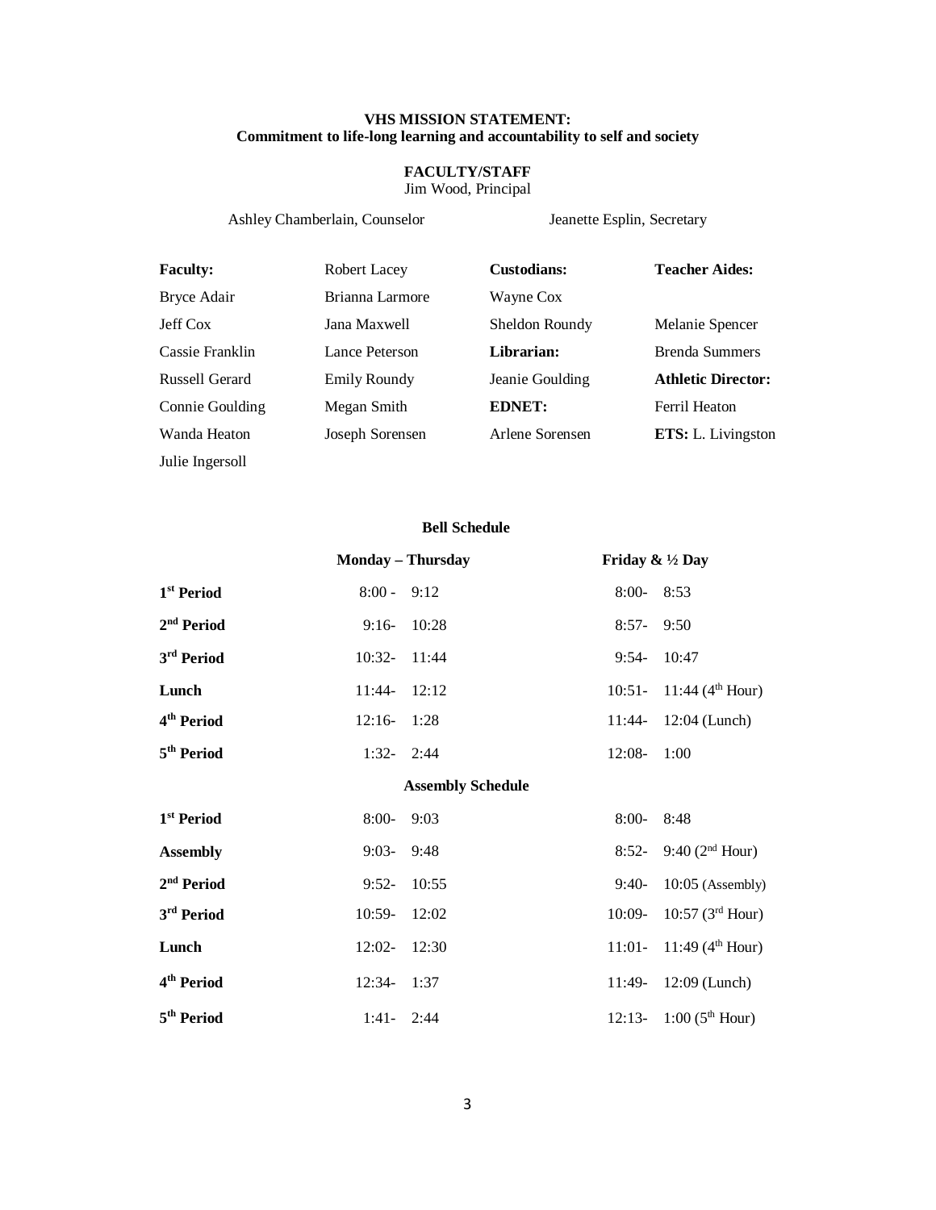**VHS MISSION STATEMENT:**
**Commitment to life-long learning and accountability to self and society**

**FACULTY/STAFF**

Jim Wood, Principal

Ashley Chamberlain, Counselor

Jeanette Esplin, Secretary

| **Faculty:** | Robert Lacey | **Custodians:** | **Teacher Aides:** |
|---|---|---|---|
| Bryce Adair | Brianna Larmore | Wayne Cox | |
| Jeff Cox | Jana Maxwell | Sheldon Roundy | Melanie Spencer |
| Cassie Franklin | Lance Peterson | **Librarian:** | Brenda Summers |
| Russell Gerard | Emily Roundy | Jeanie Goulding | **Athletic Director:** |
| Connie Goulding | Megan Smith | **EDNET:** | Ferril Heaton |
| Wanda Heaton | Joseph Sorensen | Arlene Sorensen | **ETS:** L. Livingston |
| Julie Ingersoll | | | |

**Bell Schedule**

| | **Monday – Thursday** | **Friday & ½ Day** |
|---|---|---|
| **1st Period** | 8:00 - 9:12 | 8:00- 8:53 |
| **2nd Period** | 9:16- 10:28 | 8:57- 9:50 |
| **3rd Period** | 10:32- 11:44 | 9:54- 10:47 |
| **Lunch** | 11:44- 12:12 | 10:51- 11:44 (4th Hour) |
| **4th Period** | 12:16- 1:28 | 11:44- 12:04 (Lunch) |
| **5th Period** | 1:32- 2:44 | 12:08- 1:00 |

**Assembly Schedule**

| | **Monday – Thursday** | **Friday & ½ Day** |
|---|---|---|
| **1st Period** | 8:00- 9:03 | 8:00- 8:48 |
| **Assembly** | 9:03- 9:48 | 8:52- 9:40 (2nd Hour) |
| **2nd Period** | 9:52- 10:55 | 9:40- 10:05 (Assembly) |
| **3rd Period** | 10:59- 12:02 | 10:09- 10:57 (3rd Hour) |
| **Lunch** | 12:02- 12:30 | 11:01- 11:49 (4th Hour) |
| **4th Period** | 12:34- 1:37 | 11:49- 12:09 (Lunch) |
| **5th Period** | 1:41- 2:44 | 12:13- 1:00 (5th Hour) |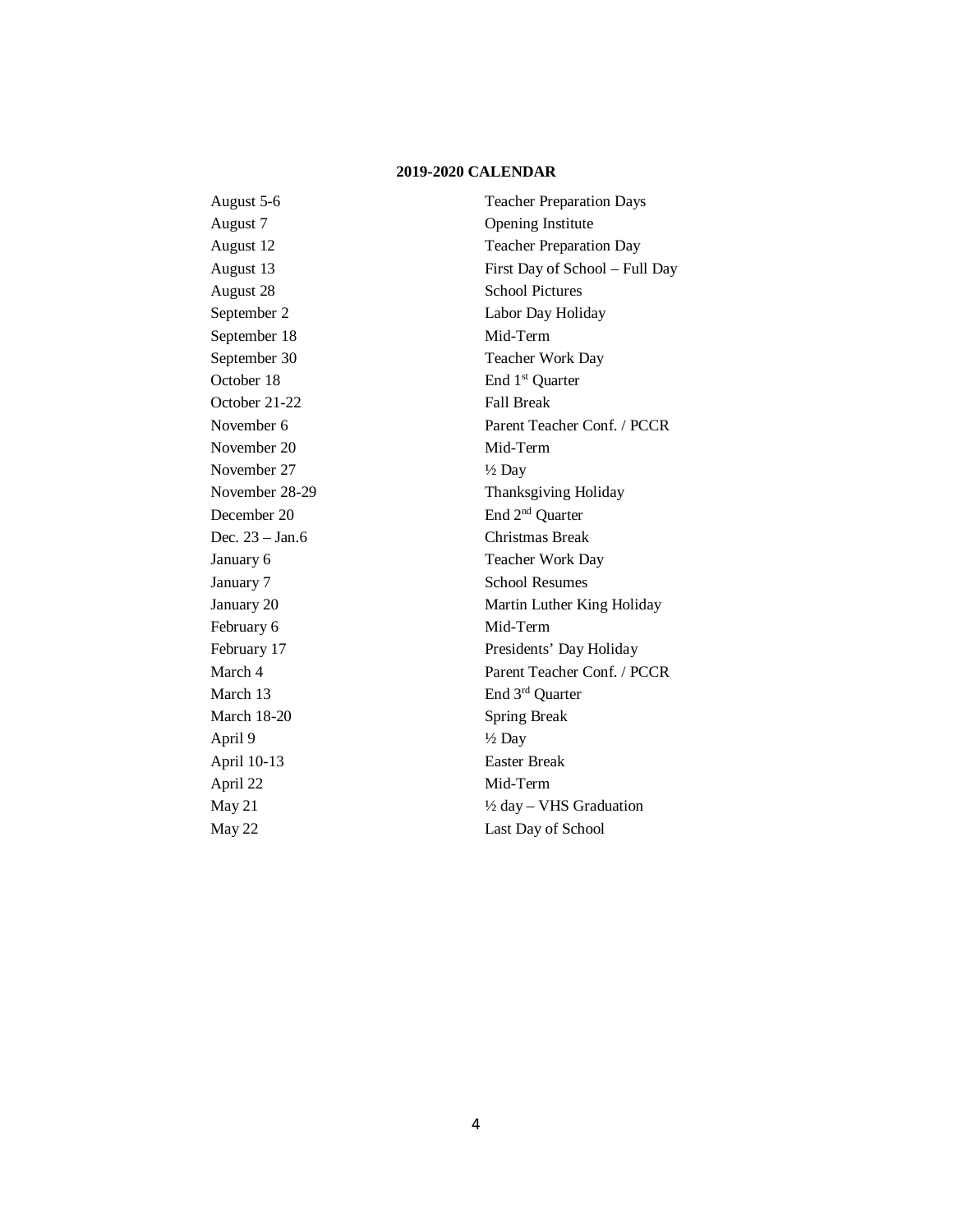**2019-2020 CALENDAR**

| | |
|---|---|
| August 5-6 | Teacher Preparation Days |
| August 7 | Opening Institute |
| August 12 | Teacher Preparation Day |
| August 13 | First Day of School – Full Day |
| August 28 | School Pictures |
| September 2 | Labor Day Holiday |
| September 18 | Mid-Term |
| September 30 | Teacher Work Day |
| October 18 | End 1st Quarter |
| October 21-22 | Fall Break |
| November 6 | Parent Teacher Conf. / PCCR |
| November 20 | Mid-Term |
| November 27 | ½ Day |
| November 28-29 | Thanksgiving Holiday |
| December 20 | End 2nd Quarter |
| Dec. 23 – Jan.6 | Christmas Break |
| January 6 | Teacher Work Day |
| January 7 | School Resumes |
| January 20 | Martin Luther King Holiday |
| February 6 | Mid-Term |
| February 17 | Presidents' Day Holiday |
| March 4 | Parent Teacher Conf. / PCCR |
| March 13 | End 3rd Quarter |
| March 18-20 | Spring Break |
| April 9 | ½ Day |
| April 10-13 | Easter Break |
| April 22 | Mid-Term |
| May 21 | ½ day – VHS Graduation |
| May 22 | Last Day of School |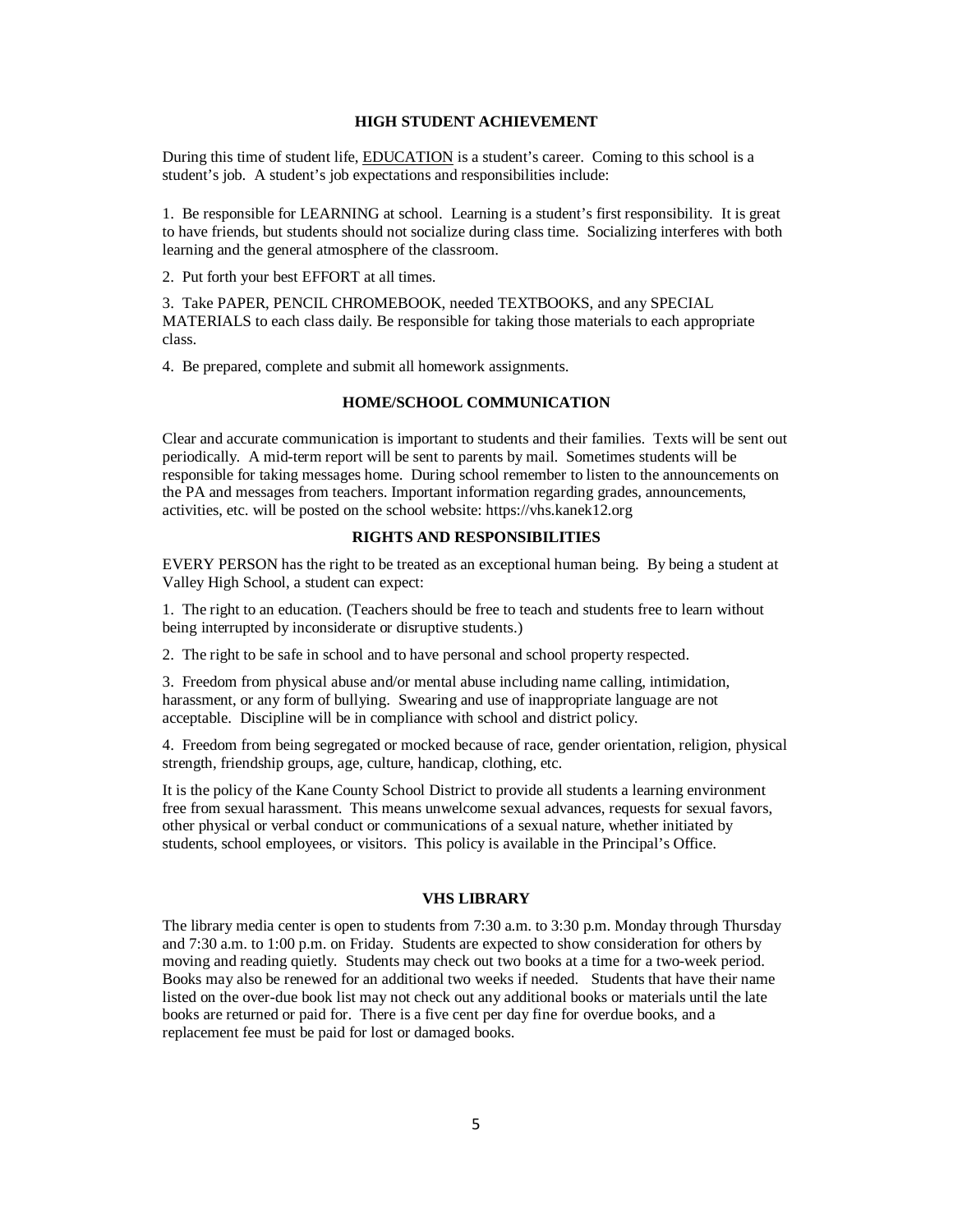## HIGH STUDENT ACHIEVEMENT

During this time of student life, EDUCATION is a student's career. Coming to this school is a student's job. A student's job expectations and responsibilities include:

1. Be responsible for LEARNING at school. Learning is a student's first responsibility. It is great to have friends, but students should not socialize during class time. Socializing interferes with both learning and the general atmosphere of the classroom.

2. Put forth your best EFFORT at all times.

3. Take PAPER, PENCIL CHROMEBOOK, needed TEXTBOOKS, and any SPECIAL MATERIALS to each class daily. Be responsible for taking those materials to each appropriate class.

4. Be prepared, complete and submit all homework assignments.

## HOME/SCHOOL COMMUNICATION

Clear and accurate communication is important to students and their families. Texts will be sent out periodically. A mid-term report will be sent to parents by mail. Sometimes students will be responsible for taking messages home. During school remember to listen to the announcements on the PA and messages from teachers. Important information regarding grades, announcements, activities, etc. will be posted on the school website: https://vhs.kanek12.org

## RIGHTS AND RESPONSIBILITIES

EVERY PERSON has the right to be treated as an exceptional human being. By being a student at Valley High School, a student can expect:

1. The right to an education. (Teachers should be free to teach and students free to learn without being interrupted by inconsiderate or disruptive students.)

2. The right to be safe in school and to have personal and school property respected.

3. Freedom from physical abuse and/or mental abuse including name calling, intimidation, harassment, or any form of bullying. Swearing and use of inappropriate language are not acceptable. Discipline will be in compliance with school and district policy.

4. Freedom from being segregated or mocked because of race, gender orientation, religion, physical strength, friendship groups, age, culture, handicap, clothing, etc.

It is the policy of the Kane County School District to provide all students a learning environment free from sexual harassment. This means unwelcome sexual advances, requests for sexual favors, other physical or verbal conduct or communications of a sexual nature, whether initiated by students, school employees, or visitors. This policy is available in the Principal's Office.

## VHS LIBRARY

The library media center is open to students from 7:30 a.m. to 3:30 p.m. Monday through Thursday and 7:30 a.m. to 1:00 p.m. on Friday. Students are expected to show consideration for others by moving and reading quietly. Students may check out two books at a time for a two-week period. Books may also be renewed for an additional two weeks if needed. Students that have their name listed on the over-due book list may not check out any additional books or materials until the late books are returned or paid for. There is a five cent per day fine for overdue books, and a replacement fee must be paid for lost or damaged books.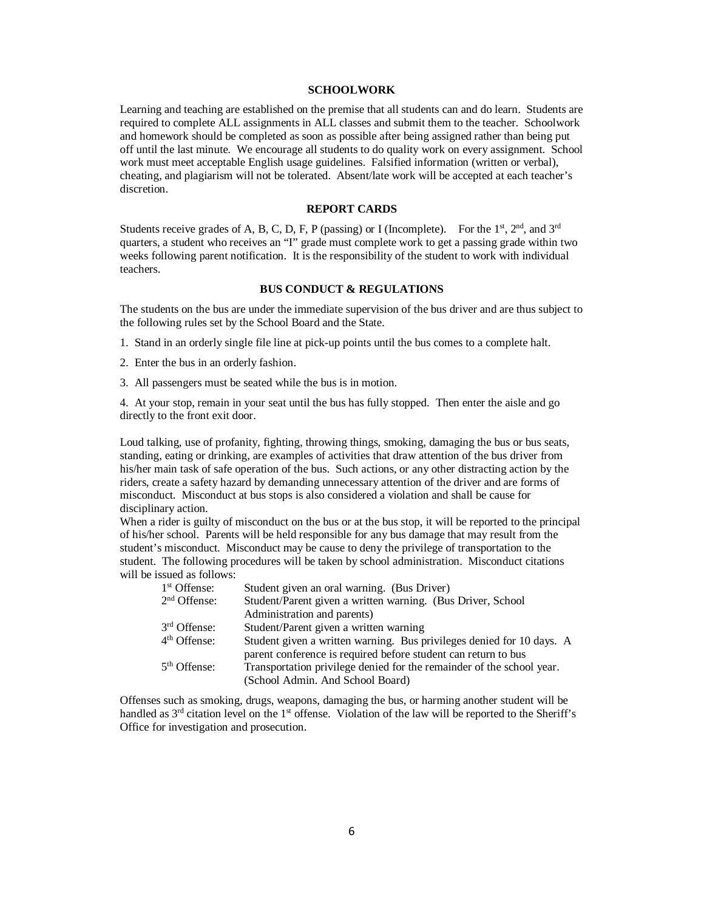## SCHOOLWORK

Learning and teaching are established on the premise that all students can and do learn. Students are required to complete ALL assignments in ALL classes and submit them to the teacher. Schoolwork and homework should be completed as soon as possible after being assigned rather than being put off until the last minute. We encourage all students to do quality work on every assignment. School work must meet acceptable English usage guidelines. Falsified information (written or verbal), cheating, and plagiarism will not be tolerated. Absent/late work will be accepted at each teacher's discretion.

## REPORT CARDS

Students receive grades of A, B, C, D, F, P (passing) or I (Incomplete). For the 1st, 2nd, and 3rd quarters, a student who receives an "I" grade must complete work to get a passing grade within two weeks following parent notification. It is the responsibility of the student to work with individual teachers.

## BUS CONDUCT & REGULATIONS

The students on the bus are under the immediate supervision of the bus driver and are thus subject to the following rules set by the School Board and the State.

1. Stand in an orderly single file line at pick-up points until the bus comes to a complete halt.
2. Enter the bus in an orderly fashion.
3. All passengers must be seated while the bus is in motion.
4. At your stop, remain in your seat until the bus has fully stopped. Then enter the aisle and go directly to the front exit door.

Loud talking, use of profanity, fighting, throwing things, smoking, damaging the bus or bus seats, standing, eating or drinking, are examples of activities that draw attention of the bus driver from his/her main task of safe operation of the bus. Such actions, or any other distracting action by the riders, create a safety hazard by demanding unnecessary attention of the driver and are forms of misconduct. Misconduct at bus stops is also considered a violation and shall be cause for disciplinary action.

When a rider is guilty of misconduct on the bus or at the bus stop, it will be reported to the principal of his/her school. Parents will be held responsible for any bus damage that may result from the student's misconduct. Misconduct may be cause to deny the privilege of transportation to the student. The following procedures will be taken by school administration. Misconduct citations will be issued as follows:

| Offense | Action |
|---|---|
| 1st Offense: | Student given an oral warning. (Bus Driver) |
| 2nd Offense: | Student/Parent given a written warning. (Bus Driver, School Administration and parents) |
| 3rd Offense: | Student/Parent given a written warning |
| 4th Offense: | Student given a written warning. Bus privileges denied for 10 days. A parent conference is required before student can return to bus |
| 5th Offense: | Transportation privilege denied for the remainder of the school year. (School Admin. And School Board) |

Offenses such as smoking, drugs, weapons, damaging the bus, or harming another student will be handled as 3rd citation level on the 1st offense. Violation of the law will be reported to the Sheriff's Office for investigation and prosecution.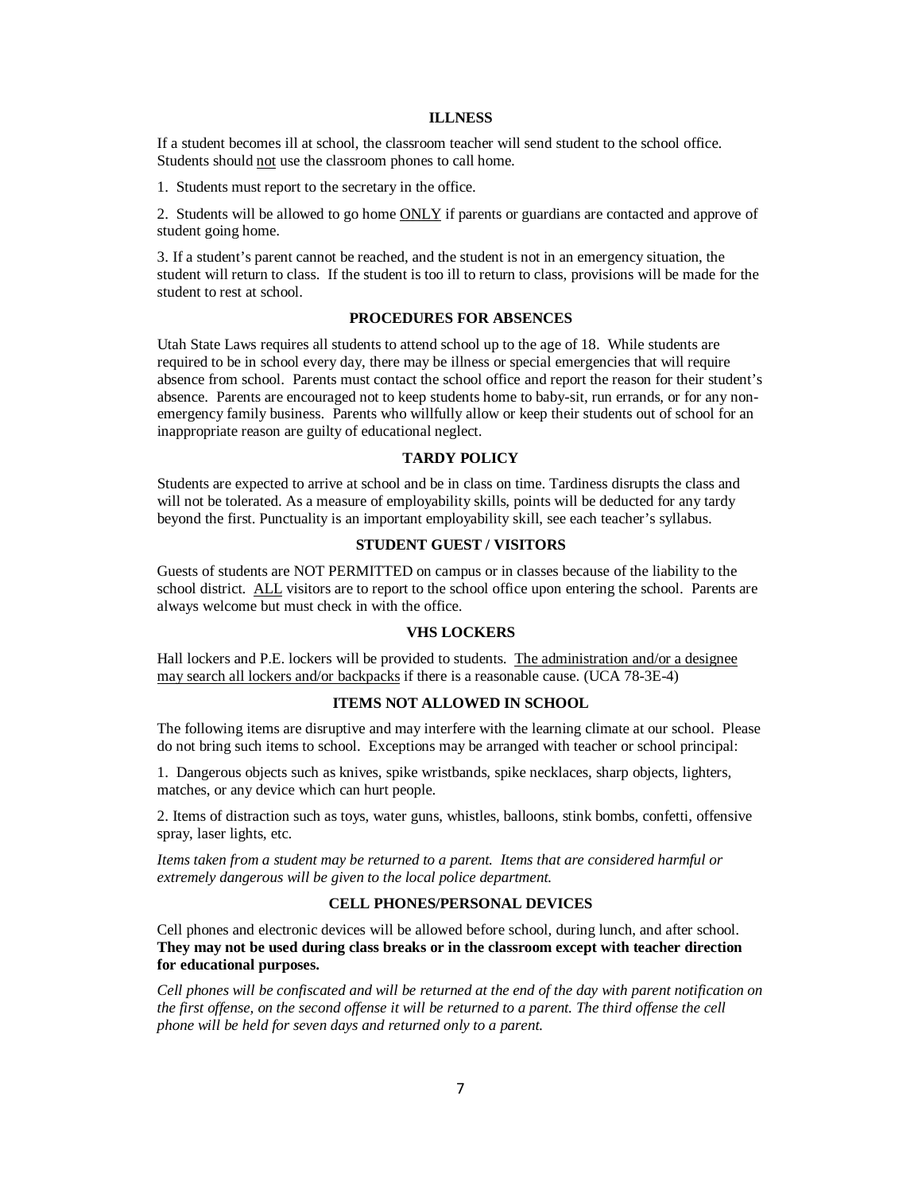## ILLNESS

If a student becomes ill at school, the classroom teacher will send student to the school office. Students should not use the classroom phones to call home.

1. Students must report to the secretary in the office.

2. Students will be allowed to go home ONLY if parents or guardians are contacted and approve of student going home.

3. If a student's parent cannot be reached, and the student is not in an emergency situation, the student will return to class. If the student is too ill to return to class, provisions will be made for the student to rest at school.

## PROCEDURES FOR ABSENCES

Utah State Laws requires all students to attend school up to the age of 18. While students are required to be in school every day, there may be illness or special emergencies that will require absence from school. Parents must contact the school office and report the reason for their student's absence. Parents are encouraged not to keep students home to baby-sit, run errands, or for any non-emergency family business. Parents who willfully allow or keep their students out of school for an inappropriate reason are guilty of educational neglect.

## TARDY POLICY

Students are expected to arrive at school and be in class on time. Tardiness disrupts the class and will not be tolerated. As a measure of employability skills, points will be deducted for any tardy beyond the first. Punctuality is an important employability skill, see each teacher's syllabus.

## STUDENT GUEST / VISITORS

Guests of students are NOT PERMITTED on campus or in classes because of the liability to the school district. ALL visitors are to report to the school office upon entering the school. Parents are always welcome but must check in with the office.

## VHS LOCKERS

Hall lockers and P.E. lockers will be provided to students. The administration and/or a designee may search all lockers and/or backpacks if there is a reasonable cause. (UCA 78-3E-4)

## ITEMS NOT ALLOWED IN SCHOOL

The following items are disruptive and may interfere with the learning climate at our school. Please do not bring such items to school. Exceptions may be arranged with teacher or school principal:

1. Dangerous objects such as knives, spike wristbands, spike necklaces, sharp objects, lighters, matches, or any device which can hurt people.

2. Items of distraction such as toys, water guns, whistles, balloons, stink bombs, confetti, offensive spray, laser lights, etc.

*Items taken from a student may be returned to a parent. Items that are considered harmful or extremely dangerous will be given to the local police department.*

## CELL PHONES/PERSONAL DEVICES

Cell phones and electronic devices will be allowed before school, during lunch, and after school. **They may not be used during class breaks or in the classroom except with teacher direction for educational purposes.**

*Cell phones will be confiscated and will be returned at the end of the day with parent notification on the first offense, on the second offense it will be returned to a parent. The third offense the cell phone will be held for seven days and returned only to a parent.*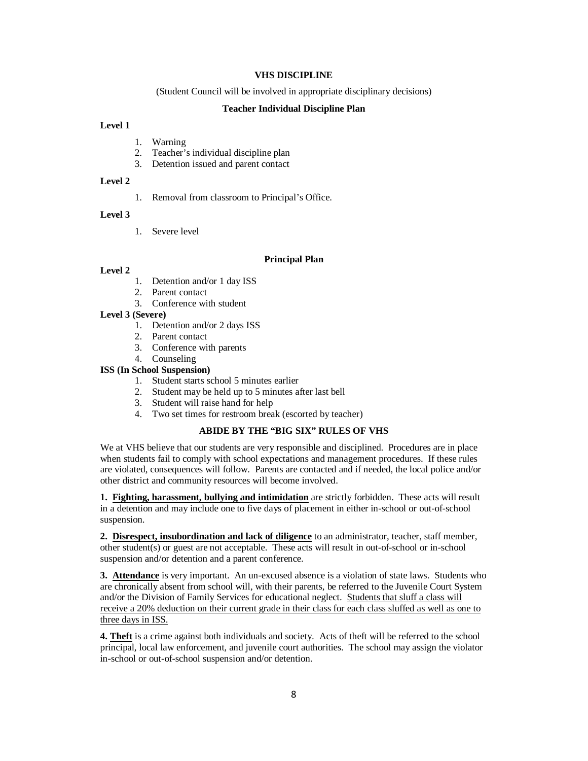## VHS DISCIPLINE

(Student Council will be involved in appropriate disciplinary decisions)

### Teacher Individual Discipline Plan

**Level 1**

1. Warning
2. Teacher's individual discipline plan
3. Detention issued and parent contact

**Level 2**

1. Removal from classroom to Principal's Office.

**Level 3**

1. Severe level

### Principal Plan

**Level 2**

1. Detention and/or 1 day ISS
2. Parent contact
3. Conference with student

**Level 3 (Severe)**

1. Detention and/or 2 days ISS
2. Parent contact
3. Conference with parents
4. Counseling

**ISS (In School Suspension)**

1. Student starts school 5 minutes earlier
2. Student may be held up to 5 minutes after last bell
3. Student will raise hand for help
4. Two set times for restroom break (escorted by teacher)

### ABIDE BY THE "BIG SIX" RULES OF VHS

We at VHS believe that our students are very responsible and disciplined. Procedures are in place when students fail to comply with school expectations and management procedures. If these rules are violated, consequences will follow. Parents are contacted and if needed, the local police and/or other district and community resources will become involved.

**1. <u>Fighting, harassment, bullying and intimidation</u>** are strictly forbidden. These acts will result in a detention and may include one to five days of placement in either in-school or out-of-school suspension.

**2. <u>Disrespect, insubordination and lack of diligence</u>** to an administrator, teacher, staff member, other student(s) or guest are not acceptable. These acts will result in out-of-school or in-school suspension and/or detention and a parent conference.

**3. <u>Attendance</u>** is very important. An un-excused absence is a violation of state laws. Students who are chronically absent from school will, with their parents, be referred to the Juvenile Court System and/or the Division of Family Services for educational neglect. <u>Students that sluff a class will receive a 20% deduction on their current grade in their class for each class sluffed as well as one to three days in ISS.</u>

**4. <u>Theft</u>** is a crime against both individuals and society. Acts of theft will be referred to the school principal, local law enforcement, and juvenile court authorities. The school may assign the violator in-school or out-of-school suspension and/or detention.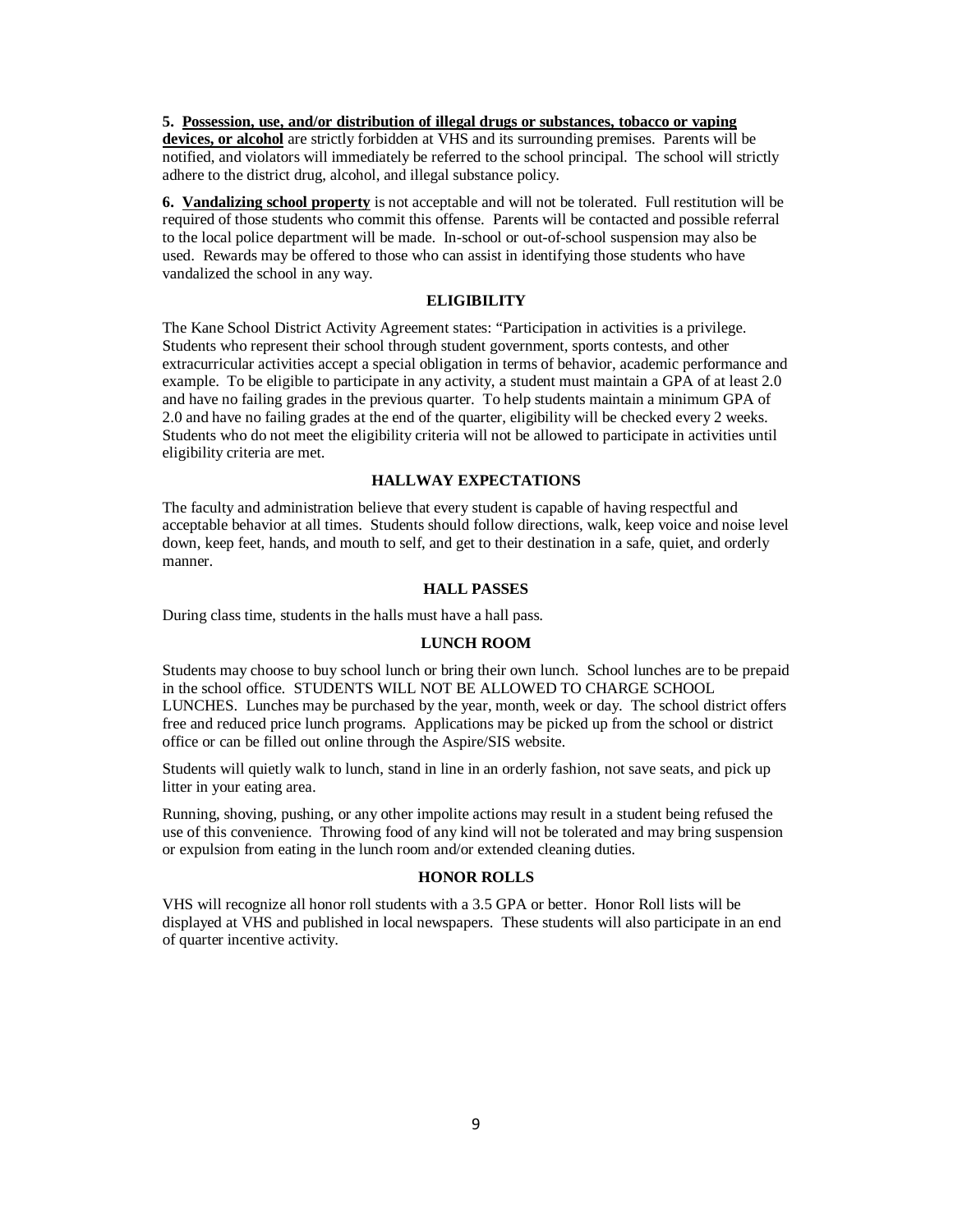**5. <u>Possession, use, and/or distribution of illegal drugs or substances, tobacco or vaping devices, or alcohol</u>** are strictly forbidden at VHS and its surrounding premises. Parents will be notified, and violators will immediately be referred to the school principal. The school will strictly adhere to the district drug, alcohol, and illegal substance policy.

**6. <u>Vandalizing school property</u>** is not acceptable and will not be tolerated. Full restitution will be required of those students who commit this offense. Parents will be contacted and possible referral to the local police department will be made. In-school or out-of-school suspension may also be used. Rewards may be offered to those who can assist in identifying those students who have vandalized the school in any way.

## ELIGIBILITY

The Kane School District Activity Agreement states: "Participation in activities is a privilege. Students who represent their school through student government, sports contests, and other extracurricular activities accept a special obligation in terms of behavior, academic performance and example. To be eligible to participate in any activity, a student must maintain a GPA of at least 2.0 and have no failing grades in the previous quarter. To help students maintain a minimum GPA of 2.0 and have no failing grades at the end of the quarter, eligibility will be checked every 2 weeks. Students who do not meet the eligibility criteria will not be allowed to participate in activities until eligibility criteria are met.

## HALLWAY EXPECTATIONS

The faculty and administration believe that every student is capable of having respectful and acceptable behavior at all times. Students should follow directions, walk, keep voice and noise level down, keep feet, hands, and mouth to self, and get to their destination in a safe, quiet, and orderly manner.

## HALL PASSES

During class time, students in the halls must have a hall pass.

## LUNCH ROOM

Students may choose to buy school lunch or bring their own lunch. School lunches are to be prepaid in the school office. STUDENTS WILL NOT BE ALLOWED TO CHARGE SCHOOL LUNCHES. Lunches may be purchased by the year, month, week or day. The school district offers free and reduced price lunch programs. Applications may be picked up from the school or district office or can be filled out online through the Aspire/SIS website.

Students will quietly walk to lunch, stand in line in an orderly fashion, not save seats, and pick up litter in your eating area.

Running, shoving, pushing, or any other impolite actions may result in a student being refused the use of this convenience. Throwing food of any kind will not be tolerated and may bring suspension or expulsion from eating in the lunch room and/or extended cleaning duties.

## HONOR ROLLS

VHS will recognize all honor roll students with a 3.5 GPA or better. Honor Roll lists will be displayed at VHS and published in local newspapers. These students will also participate in an end of quarter incentive activity.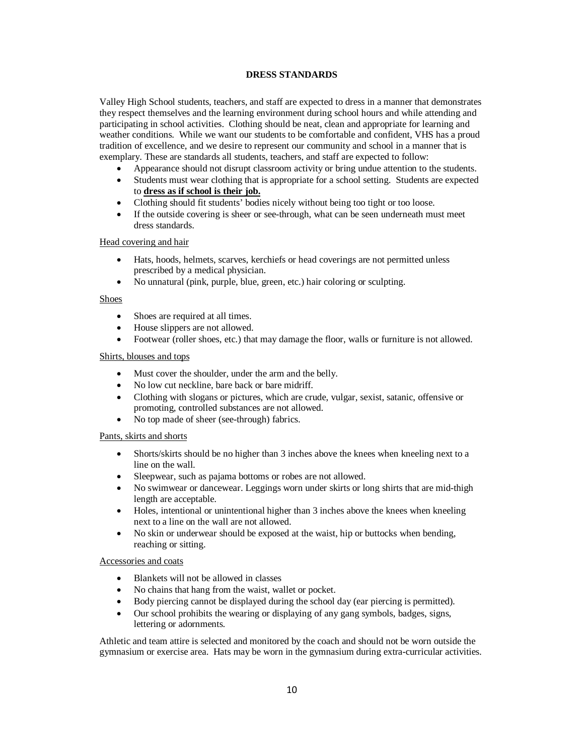## DRESS STANDARDS

Valley High School students, teachers, and staff are expected to dress in a manner that demonstrates they respect themselves and the learning environment during school hours and while attending and participating in school activities. Clothing should be neat, clean and appropriate for learning and weather conditions. While we want our students to be comfortable and confident, VHS has a proud tradition of excellence, and we desire to represent our community and school in a manner that is exemplary. These are standards all students, teachers, and staff are expected to follow:

- Appearance should not disrupt classroom activity or bring undue attention to the students.
- Students must wear clothing that is appropriate for a school setting. Students are expected to **<u>dress as if school is their job.</u>**
- Clothing should fit students' bodies nicely without being too tight or too loose.
- If the outside covering is sheer or see-through, what can be seen underneath must meet dress standards.

<u>Head covering and hair</u>

- Hats, hoods, helmets, scarves, kerchiefs or head coverings are not permitted unless prescribed by a medical physician.
- No unnatural (pink, purple, blue, green, etc.) hair coloring or sculpting.

<u>Shoes</u>

- Shoes are required at all times.
- House slippers are not allowed.
- Footwear (roller shoes, etc.) that may damage the floor, walls or furniture is not allowed.

<u>Shirts, blouses and tops</u>

- Must cover the shoulder, under the arm and the belly.
- No low cut neckline, bare back or bare midriff.
- Clothing with slogans or pictures, which are crude, vulgar, sexist, satanic, offensive or promoting, controlled substances are not allowed.
- No top made of sheer (see-through) fabrics.

<u>Pants, skirts and shorts</u>

- Shorts/skirts should be no higher than 3 inches above the knees when kneeling next to a line on the wall.
- Sleepwear, such as pajama bottoms or robes are not allowed.
- No swimwear or dancewear. Leggings worn under skirts or long shirts that are mid-thigh length are acceptable.
- Holes, intentional or unintentional higher than 3 inches above the knees when kneeling next to a line on the wall are not allowed.
- No skin or underwear should be exposed at the waist, hip or buttocks when bending, reaching or sitting.

<u>Accessories and coats</u>

- Blankets will not be allowed in classes
- No chains that hang from the waist, wallet or pocket.
- Body piercing cannot be displayed during the school day (ear piercing is permitted).
- Our school prohibits the wearing or displaying of any gang symbols, badges, signs, lettering or adornments.

Athletic and team attire is selected and monitored by the coach and should not be worn outside the gymnasium or exercise area. Hats may be worn in the gymnasium during extra-curricular activities.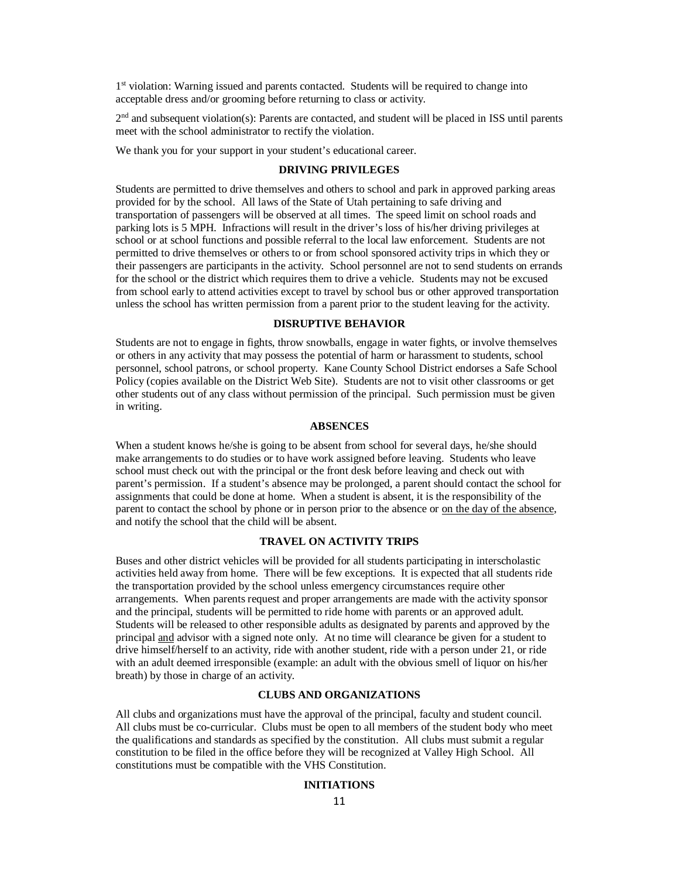1st violation: Warning issued and parents contacted. Students will be required to change into acceptable dress and/or grooming before returning to class or activity.

2nd and subsequent violation(s): Parents are contacted, and student will be placed in ISS until parents meet with the school administrator to rectify the violation.

We thank you for your support in your student's educational career.

## DRIVING PRIVILEGES

Students are permitted to drive themselves and others to school and park in approved parking areas provided for by the school. All laws of the State of Utah pertaining to safe driving and transportation of passengers will be observed at all times. The speed limit on school roads and parking lots is 5 MPH. Infractions will result in the driver's loss of his/her driving privileges at school or at school functions and possible referral to the local law enforcement. Students are not permitted to drive themselves or others to or from school sponsored activity trips in which they or their passengers are participants in the activity. School personnel are not to send students on errands for the school or the district which requires them to drive a vehicle. Students may not be excused from school early to attend activities except to travel by school bus or other approved transportation unless the school has written permission from a parent prior to the student leaving for the activity.

## DISRUPTIVE BEHAVIOR

Students are not to engage in fights, throw snowballs, engage in water fights, or involve themselves or others in any activity that may possess the potential of harm or harassment to students, school personnel, school patrons, or school property. Kane County School District endorses a Safe School Policy (copies available on the District Web Site). Students are not to visit other classrooms or get other students out of any class without permission of the principal. Such permission must be given in writing.

## ABSENCES

When a student knows he/she is going to be absent from school for several days, he/she should make arrangements to do studies or to have work assigned before leaving. Students who leave school must check out with the principal or the front desk before leaving and check out with parent's permission. If a student's absence may be prolonged, a parent should contact the school for assignments that could be done at home. When a student is absent, it is the responsibility of the parent to contact the school by phone or in person prior to the absence or <u>on the day of the absence</u>, and notify the school that the child will be absent.

## TRAVEL ON ACTIVITY TRIPS

Buses and other district vehicles will be provided for all students participating in interscholastic activities held away from home. There will be few exceptions. It is expected that all students ride the transportation provided by the school unless emergency circumstances require other arrangements. When parents request and proper arrangements are made with the activity sponsor and the principal, students will be permitted to ride home with parents or an approved adult. Students will be released to other responsible adults as designated by parents and approved by the principal <u>and</u> advisor with a signed note only. At no time will clearance be given for a student to drive himself/herself to an activity, ride with another student, ride with a person under 21, or ride with an adult deemed irresponsible (example: an adult with the obvious smell of liquor on his/her breath) by those in charge of an activity.

## CLUBS AND ORGANIZATIONS

All clubs and organizations must have the approval of the principal, faculty and student council. All clubs must be co-curricular. Clubs must be open to all members of the student body who meet the qualifications and standards as specified by the constitution. All clubs must submit a regular constitution to be filed in the office before they will be recognized at Valley High School. All constitutions must be compatible with the VHS Constitution.

## INITIATIONS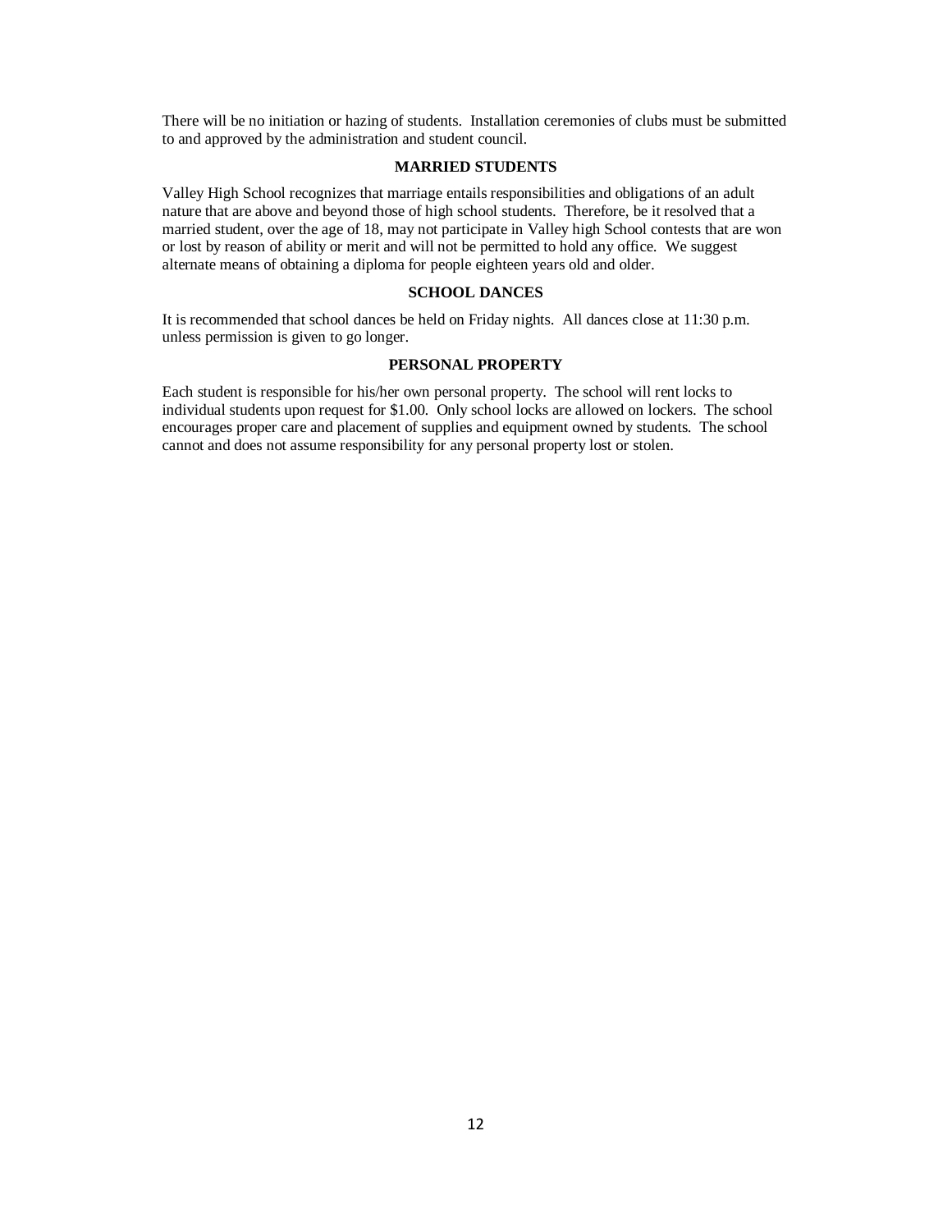There will be no initiation or hazing of students. Installation ceremonies of clubs must be submitted to and approved by the administration and student council.

## MARRIED STUDENTS

Valley High School recognizes that marriage entails responsibilities and obligations of an adult nature that are above and beyond those of high school students. Therefore, be it resolved that a married student, over the age of 18, may not participate in Valley high School contests that are won or lost by reason of ability or merit and will not be permitted to hold any office. We suggest alternate means of obtaining a diploma for people eighteen years old and older.

## SCHOOL DANCES

It is recommended that school dances be held on Friday nights. All dances close at 11:30 p.m. unless permission is given to go longer.

## PERSONAL PROPERTY

Each student is responsible for his/her own personal property. The school will rent locks to individual students upon request for $1.00. Only school locks are allowed on lockers. The school encourages proper care and placement of supplies and equipment owned by students. The school cannot and does not assume responsibility for any personal property lost or stolen.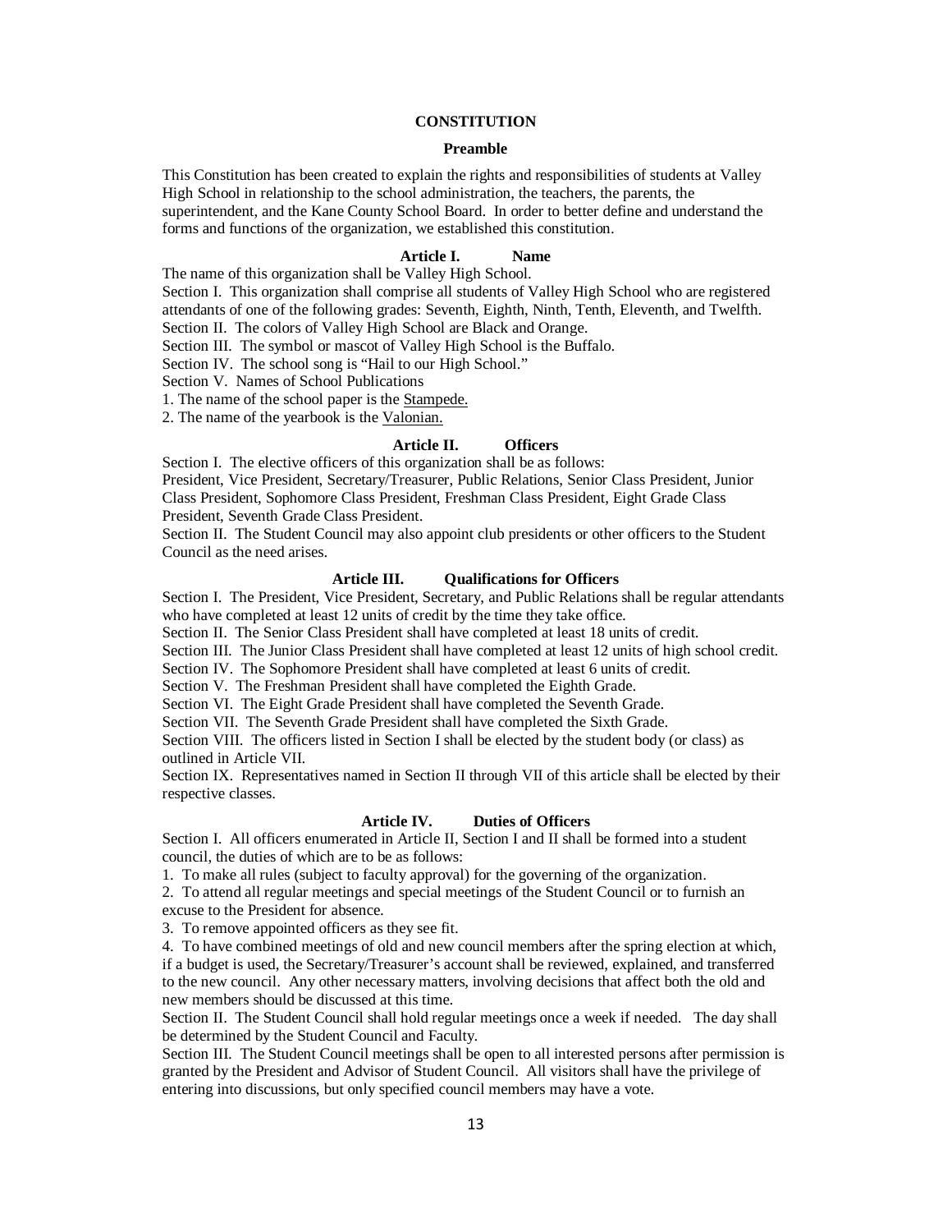# CONSTITUTION

## Preamble

This Constitution has been created to explain the rights and responsibilities of students at Valley High School in relationship to the school administration, the teachers, the parents, the superintendent, and the Kane County School Board. In order to better define and understand the forms and functions of the organization, we established this constitution.

### Article I. Name

The name of this organization shall be Valley High School.

Section I. This organization shall comprise all students of Valley High School who are registered attendants of one of the following grades: Seventh, Eighth, Ninth, Tenth, Eleventh, and Twelfth.

Section II. The colors of Valley High School are Black and Orange.

Section III. The symbol or mascot of Valley High School is the Buffalo.

Section IV. The school song is "Hail to our High School."

Section V. Names of School Publications

1. The name of the school paper is the <u>Stampede.</u>
2. The name of the yearbook is the <u>Valonian.</u>

### Article II. Officers

Section I. The elective officers of this organization shall be as follows:
President, Vice President, Secretary/Treasurer, Public Relations, Senior Class President, Junior Class President, Sophomore Class President, Freshman Class President, Eight Grade Class President, Seventh Grade Class President.

Section II. The Student Council may also appoint club presidents or other officers to the Student Council as the need arises.

### Article III. Qualifications for Officers

Section I. The President, Vice President, Secretary, and Public Relations shall be regular attendants who have completed at least 12 units of credit by the time they take office.

Section II. The Senior Class President shall have completed at least 18 units of credit.

Section III. The Junior Class President shall have completed at least 12 units of high school credit.

Section IV. The Sophomore President shall have completed at least 6 units of credit.

Section V. The Freshman President shall have completed the Eighth Grade.

Section VI. The Eight Grade President shall have completed the Seventh Grade.

Section VII. The Seventh Grade President shall have completed the Sixth Grade.

Section VIII. The officers listed in Section I shall be elected by the student body (or class) as outlined in Article VII.

Section IX. Representatives named in Section II through VII of this article shall be elected by their respective classes.

### Article IV. Duties of Officers

Section I. All officers enumerated in Article II, Section I and II shall be formed into a student council, the duties of which are to be as follows:

1. To make all rules (subject to faculty approval) for the governing of the organization.
2. To attend all regular meetings and special meetings of the Student Council or to furnish an excuse to the President for absence.
3. To remove appointed officers as they see fit.
4. To have combined meetings of old and new council members after the spring election at which, if a budget is used, the Secretary/Treasurer's account shall be reviewed, explained, and transferred to the new council. Any other necessary matters, involving decisions that affect both the old and new members should be discussed at this time.

Section II. The Student Council shall hold regular meetings once a week if needed. The day shall be determined by the Student Council and Faculty.

Section III. The Student Council meetings shall be open to all interested persons after permission is granted by the President and Advisor of Student Council. All visitors shall have the privilege of entering into discussions, but only specified council members may have a vote.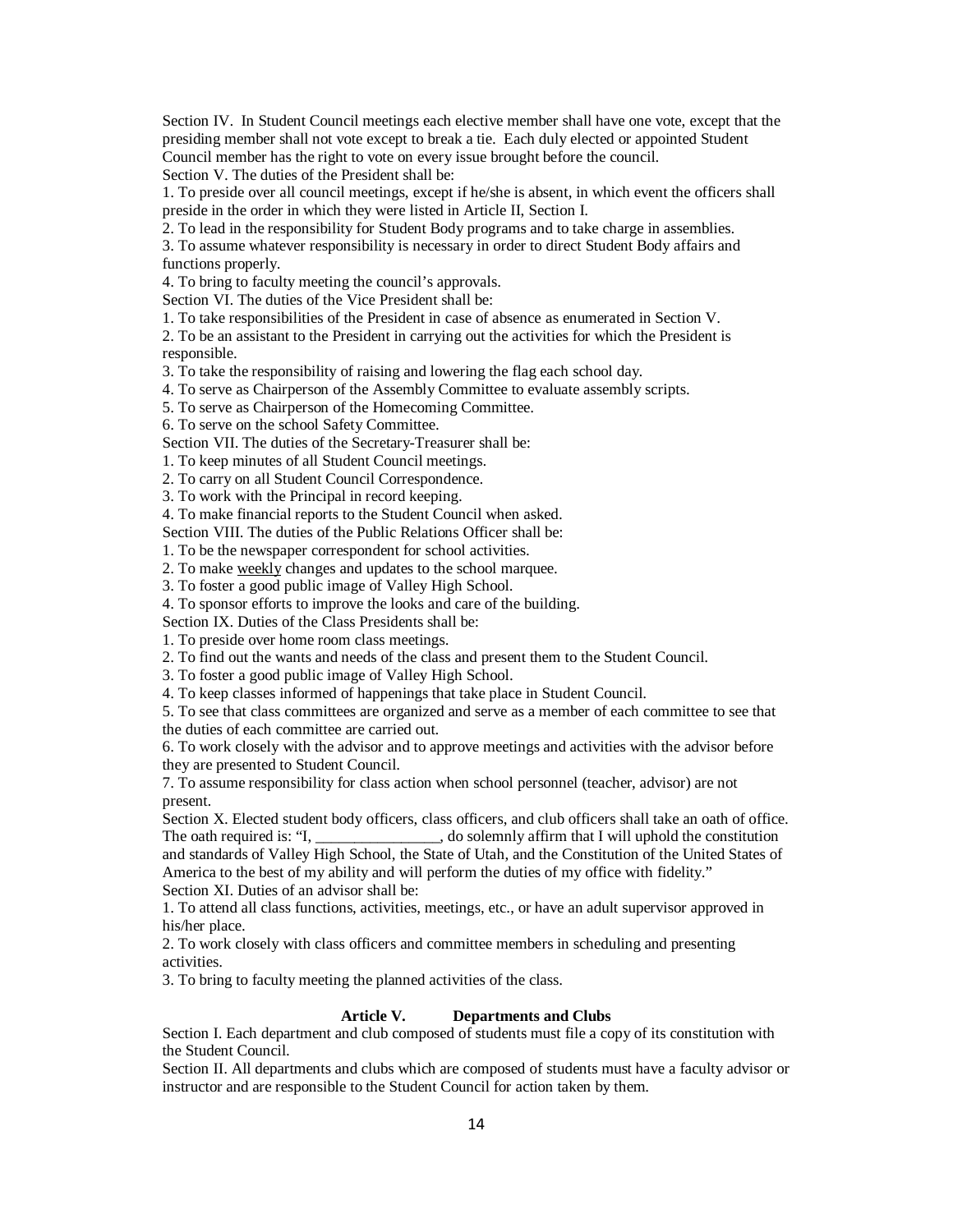Section IV. In Student Council meetings each elective member shall have one vote, except that the presiding member shall not vote except to break a tie. Each duly elected or appointed Student Council member has the right to vote on every issue brought before the council.

Section V. The duties of the President shall be:

1. To preside over all council meetings, except if he/she is absent, in which event the officers shall preside in the order in which they were listed in Article II, Section I.
2. To lead in the responsibility for Student Body programs and to take charge in assemblies.
3. To assume whatever responsibility is necessary in order to direct Student Body affairs and functions properly.
4. To bring to faculty meeting the council's approvals.

Section VI. The duties of the Vice President shall be:

1. To take responsibilities of the President in case of absence as enumerated in Section V.
2. To be an assistant to the President in carrying out the activities for which the President is responsible.
3. To take the responsibility of raising and lowering the flag each school day.
4. To serve as Chairperson of the Assembly Committee to evaluate assembly scripts.
5. To serve as Chairperson of the Homecoming Committee.
6. To serve on the school Safety Committee.

Section VII. The duties of the Secretary-Treasurer shall be:

1. To keep minutes of all Student Council meetings.
2. To carry on all Student Council Correspondence.
3. To work with the Principal in record keeping.
4. To make financial reports to the Student Council when asked.

Section VIII. The duties of the Public Relations Officer shall be:

1. To be the newspaper correspondent for school activities.
2. To make <u>weekly</u> changes and updates to the school marquee.
3. To foster a good public image of Valley High School.
4. To sponsor efforts to improve the looks and care of the building.

Section IX. Duties of the Class Presidents shall be:

1. To preside over home room class meetings.
2. To find out the wants and needs of the class and present them to the Student Council.
3. To foster a good public image of Valley High School.
4. To keep classes informed of happenings that take place in Student Council.
5. To see that class committees are organized and serve as a member of each committee to see that the duties of each committee are carried out.
6. To work closely with the advisor and to approve meetings and activities with the advisor before they are presented to Student Council.
7. To assume responsibility for class action when school personnel (teacher, advisor) are not present.

Section X. Elected student body officers, class officers, and club officers shall take an oath of office. The oath required is: "I, ________________, do solemnly affirm that I will uphold the constitution and standards of Valley High School, the State of Utah, and the Constitution of the United States of America to the best of my ability and will perform the duties of my office with fidelity."

Section XI. Duties of an advisor shall be:

1. To attend all class functions, activities, meetings, etc., or have an adult supervisor approved in his/her place.
2. To work closely with class officers and committee members in scheduling and presenting activities.
3. To bring to faculty meeting the planned activities of the class.

## Article V. Departments and Clubs

Section I. Each department and club composed of students must file a copy of its constitution with the Student Council.

Section II. All departments and clubs which are composed of students must have a faculty advisor or instructor and are responsible to the Student Council for action taken by them.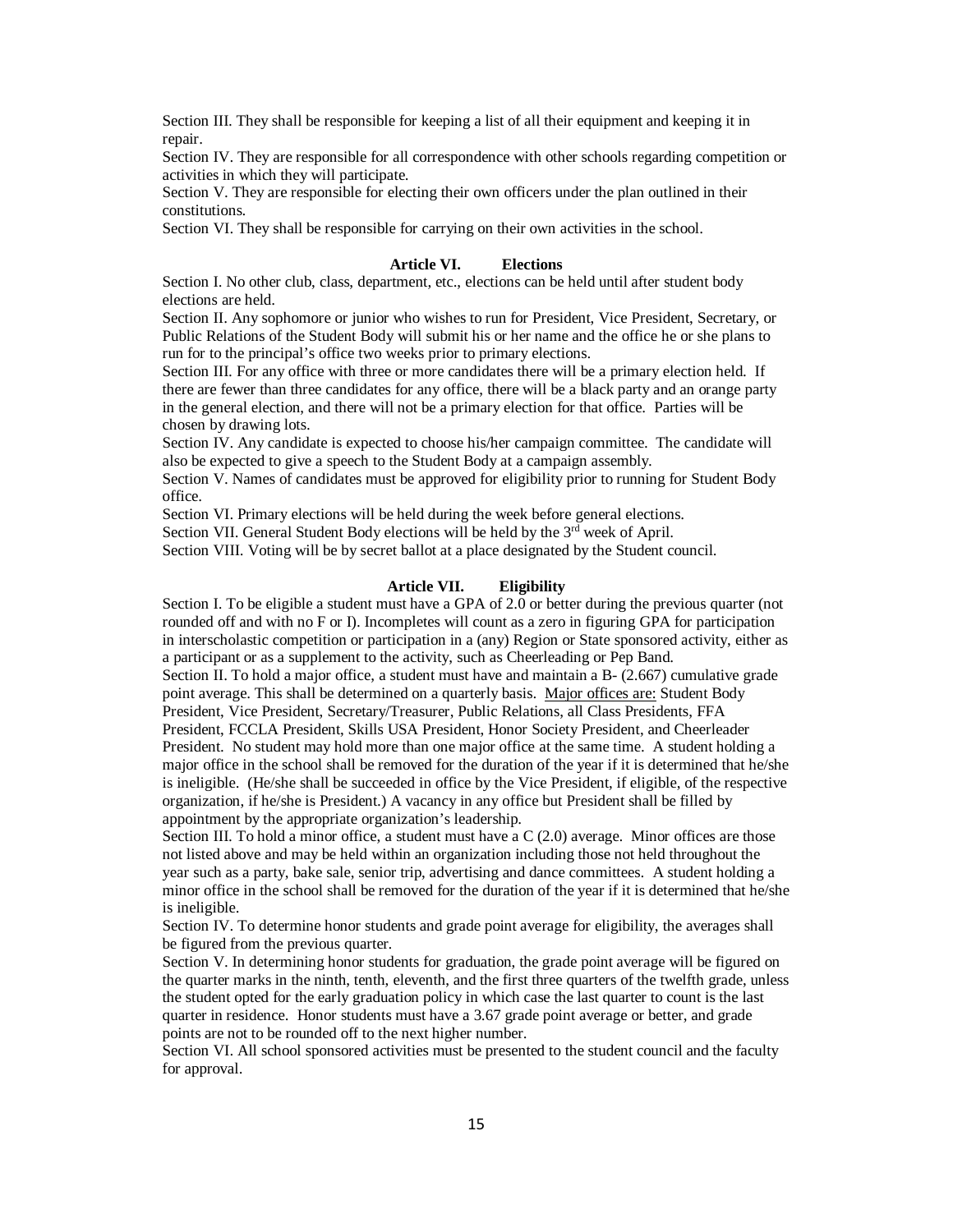Section III. They shall be responsible for keeping a list of all their equipment and keeping it in repair.

Section IV. They are responsible for all correspondence with other schools regarding competition or activities in which they will participate.

Section V. They are responsible for electing their own officers under the plan outlined in their constitutions.

Section VI. They shall be responsible for carrying on their own activities in the school.

## Article VI. Elections

Section I. No other club, class, department, etc., elections can be held until after student body elections are held.

Section II. Any sophomore or junior who wishes to run for President, Vice President, Secretary, or Public Relations of the Student Body will submit his or her name and the office he or she plans to run for to the principal's office two weeks prior to primary elections.

Section III. For any office with three or more candidates there will be a primary election held. If there are fewer than three candidates for any office, there will be a black party and an orange party in the general election, and there will not be a primary election for that office. Parties will be chosen by drawing lots.

Section IV. Any candidate is expected to choose his/her campaign committee. The candidate will also be expected to give a speech to the Student Body at a campaign assembly.

Section V. Names of candidates must be approved for eligibility prior to running for Student Body office.

Section VI. Primary elections will be held during the week before general elections.

Section VII. General Student Body elections will be held by the 3rd week of April.

Section VIII. Voting will be by secret ballot at a place designated by the Student council.

## Article VII. Eligibility

Section I. To be eligible a student must have a GPA of 2.0 or better during the previous quarter (not rounded off and with no F or I). Incompletes will count as a zero in figuring GPA for participation in interscholastic competition or participation in a (any) Region or State sponsored activity, either as a participant or as a supplement to the activity, such as Cheerleading or Pep Band.

Section II. To hold a major office, a student must have and maintain a B- (2.667) cumulative grade point average. This shall be determined on a quarterly basis. Major offices are: Student Body President, Vice President, Secretary/Treasurer, Public Relations, all Class Presidents, FFA President, FCCLA President, Skills USA President, Honor Society President, and Cheerleader President. No student may hold more than one major office at the same time. A student holding a major office in the school shall be removed for the duration of the year if it is determined that he/she is ineligible. (He/she shall be succeeded in office by the Vice President, if eligible, of the respective organization, if he/she is President.) A vacancy in any office but President shall be filled by appointment by the appropriate organization's leadership.

Section III. To hold a minor office, a student must have a C (2.0) average. Minor offices are those not listed above and may be held within an organization including those not held throughout the year such as a party, bake sale, senior trip, advertising and dance committees. A student holding a minor office in the school shall be removed for the duration of the year if it is determined that he/she is ineligible.

Section IV. To determine honor students and grade point average for eligibility, the averages shall be figured from the previous quarter.

Section V. In determining honor students for graduation, the grade point average will be figured on the quarter marks in the ninth, tenth, eleventh, and the first three quarters of the twelfth grade, unless the student opted for the early graduation policy in which case the last quarter to count is the last quarter in residence. Honor students must have a 3.67 grade point average or better, and grade points are not to be rounded off to the next higher number.

Section VI. All school sponsored activities must be presented to the student council and the faculty for approval.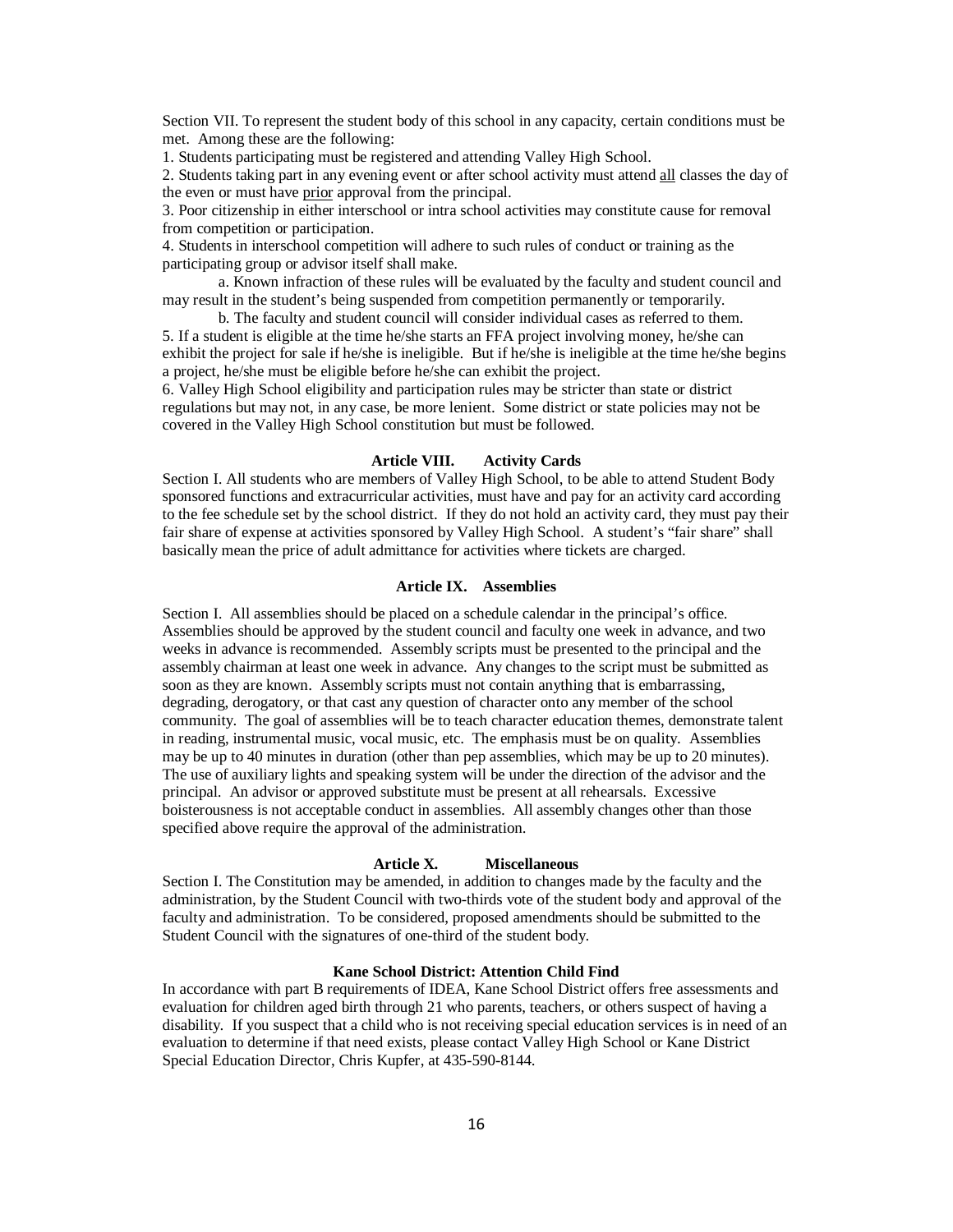Section VII. To represent the student body of this school in any capacity, certain conditions must be met. Among these are the following:

1. Students participating must be registered and attending Valley High School.
2. Students taking part in any evening event or after school activity must attend <u>all</u> classes the day of the even or must have <u>prior</u> approval from the principal.
3. Poor citizenship in either interschool or intra school activities may constitute cause for removal from competition or participation.
4. Students in interschool competition will adhere to such rules of conduct or training as the participating group or advisor itself shall make.
    a. Known infraction of these rules will be evaluated by the faculty and student council and may result in the student's being suspended from competition permanently or temporarily.
    b. The faculty and student council will consider individual cases as referred to them.
5. If a student is eligible at the time he/she starts an FFA project involving money, he/she can exhibit the project for sale if he/she is ineligible. But if he/she is ineligible at the time he/she begins a project, he/she must be eligible before he/she can exhibit the project.
6. Valley High School eligibility and participation rules may be stricter than state or district regulations but may not, in any case, be more lenient. Some district or state policies may not be covered in the Valley High School constitution but must be followed.

### Article VIII. Activity Cards

Section I. All students who are members of Valley High School, to be able to attend Student Body sponsored functions and extracurricular activities, must have and pay for an activity card according to the fee schedule set by the school district. If they do not hold an activity card, they must pay their fair share of expense at activities sponsored by Valley High School. A student's "fair share" shall basically mean the price of adult admittance for activities where tickets are charged.

### Article IX. Assemblies

Section I. All assemblies should be placed on a schedule calendar in the principal's office. Assemblies should be approved by the student council and faculty one week in advance, and two weeks in advance is recommended. Assembly scripts must be presented to the principal and the assembly chairman at least one week in advance. Any changes to the script must be submitted as soon as they are known. Assembly scripts must not contain anything that is embarrassing, degrading, derogatory, or that cast any question of character onto any member of the school community. The goal of assemblies will be to teach character education themes, demonstrate talent in reading, instrumental music, vocal music, etc. The emphasis must be on quality. Assemblies may be up to 40 minutes in duration (other than pep assemblies, which may be up to 20 minutes). The use of auxiliary lights and speaking system will be under the direction of the advisor and the principal. An advisor or approved substitute must be present at all rehearsals. Excessive boisterousness is not acceptable conduct in assemblies. All assembly changes other than those specified above require the approval of the administration.

### Article X. Miscellaneous

Section I. The Constitution may be amended, in addition to changes made by the faculty and the administration, by the Student Council with two-thirds vote of the student body and approval of the faculty and administration. To be considered, proposed amendments should be submitted to the Student Council with the signatures of one-third of the student body.

### Kane School District: Attention Child Find

In accordance with part B requirements of IDEA, Kane School District offers free assessments and evaluation for children aged birth through 21 who parents, teachers, or others suspect of having a disability. If you suspect that a child who is not receiving special education services is in need of an evaluation to determine if that need exists, please contact Valley High School or Kane District Special Education Director, Chris Kupfer, at 435-590-8144.